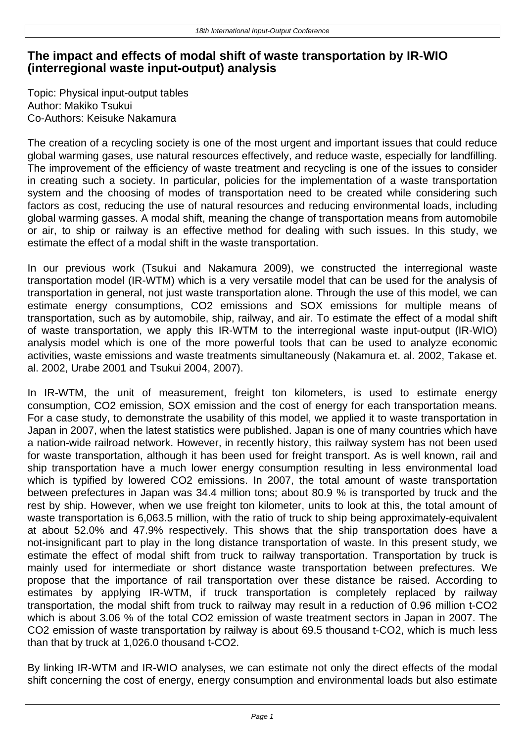# The impact and effects of modal shift of waste transportation by IR-WIO (interregional waste input-output) analysis

Topic: Physical input-output tables
Author: Makiko Tsukui
Co-Authors: Keisuke Nakamura

The creation of a recycling society is one of the most urgent and important issues that could reduce global warming gases, use natural resources effectively, and reduce waste, especially for landfilling. The improvement of the efficiency of waste treatment and recycling is one of the issues to consider in creating such a society. In particular, policies for the implementation of a waste transportation system and the choosing of modes of transportation need to be created while considering such factors as cost, reducing the use of natural resources and reducing environmental loads, including global warming gasses. A modal shift, meaning the change of transportation means from automobile or air, to ship or railway is an effective method for dealing with such issues. In this study, we estimate the effect of a modal shift in the waste transportation.

In our previous work (Tsukui and Nakamura 2009), we constructed the interregional waste transportation model (IR-WTM) which is a very versatile model that can be used for the analysis of transportation in general, not just waste transportation alone. Through the use of this model, we can estimate energy consumptions, $CO_2$ emissions and SOX emissions for multiple means of transportation, such as by automobile, ship, railway, and air. To estimate the effect of a modal shift of waste transportation, we apply this IR-WTM to the interregional waste input-output (IR-WIO) analysis model which is one of the more powerful tools that can be used to analyze economic activities, waste emissions and waste treatments simultaneously (Nakamura et. al. 2002, Takase et. al. 2002, Urabe 2001 and Tsukui 2004, 2007).

In IR-WTM, the unit of measurement, freight ton kilometers, is used to estimate energy consumption, $CO_2$ emission, SOX emission and the cost of energy for each transportation means. For a case study, to demonstrate the usability of this model, we applied it to waste transportation in Japan in 2007, when the latest statistics were published. Japan is one of many countries which have a nation-wide railroad network. However, in recently history, this railway system has not been used for waste transportation, although it has been used for freight transport. As is well known, rail and ship transportation have a much lower energy consumption resulting in less environmental load which is typified by lowered $CO_2$ emissions. In 2007, the total amount of waste transportation between prefectures in Japan was 34.4 million tons; about 80.9 % is transported by truck and the rest by ship. However, when we use freight ton kilometer, units to look at this, the total amount of waste transportation is 6,063.5 million, with the ratio of truck to ship being approximately-equivalent at about 52.0% and 47.9% respectively. This shows that the ship transportation does have a not-insignificant part to play in the long distance transportation of waste. In this present study, we estimate the effect of modal shift from truck to railway transportation. Transportation by truck is mainly used for intermediate or short distance waste transportation between prefectures. We propose that the importance of rail transportation over these distance be raised. According to estimates by applying IR-WTM, if truck transportation is completely replaced by railway transportation, the modal shift from truck to railway may result in a reduction of 0.96 million t-$CO_2$ which is about 3.06 % of the total $CO_2$ emission of waste treatment sectors in Japan in 2007. The $CO_2$ emission of waste transportation by railway is about 69.5 thousand t-$CO_2$, which is much less than that by truck at 1,026.0 thousand t-$CO_2$.

By linking IR-WTM and IR-WIO analyses, we can estimate not only the direct effects of the modal shift concerning the cost of energy, energy consumption and environmental loads but also estimate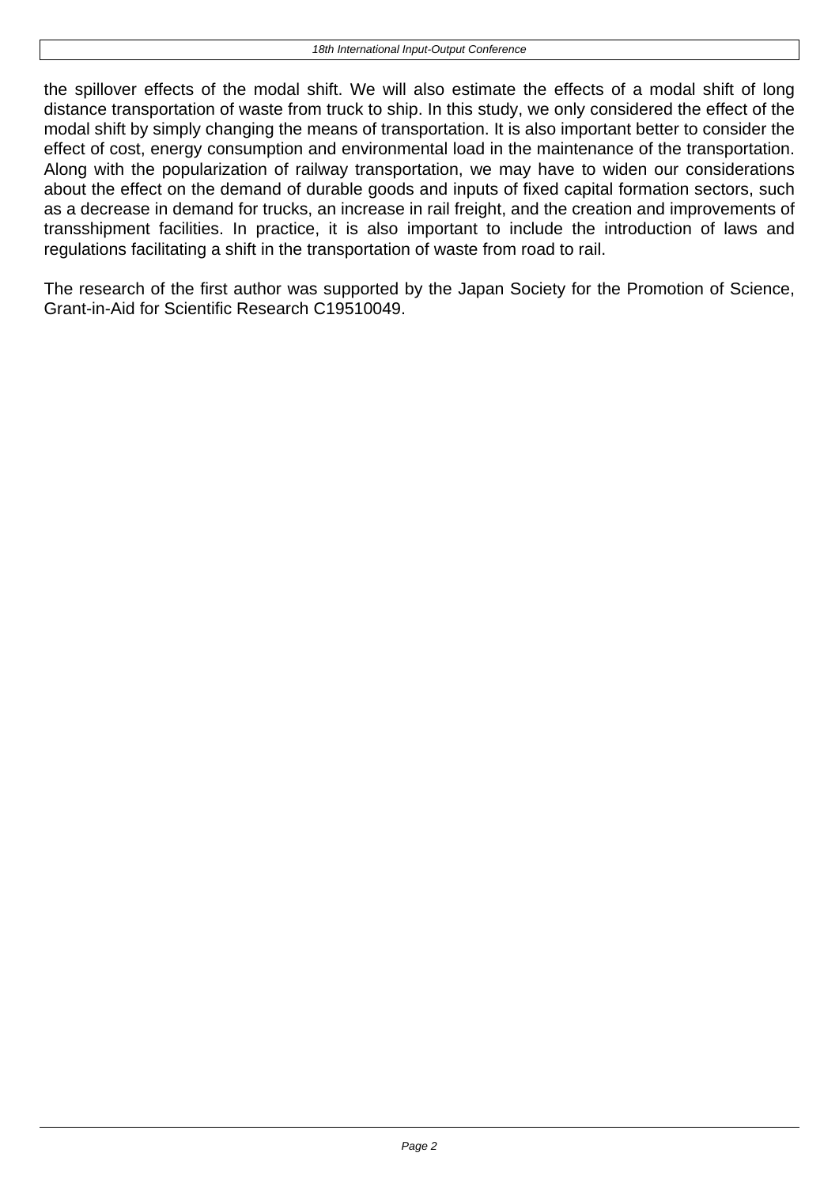the spillover effects of the modal shift. We will also estimate the effects of a modal shift of long distance transportation of waste from truck to ship. In this study, we only considered the effect of the modal shift by simply changing the means of transportation. It is also important better to consider the effect of cost, energy consumption and environmental load in the maintenance of the transportation. Along with the popularization of railway transportation, we may have to widen our considerations about the effect on the demand of durable goods and inputs of fixed capital formation sectors, such as a decrease in demand for trucks, an increase in rail freight, and the creation and improvements of transshipment facilities. In practice, it is also important to include the introduction of laws and regulations facilitating a shift in the transportation of waste from road to rail.

The research of the first author was supported by the Japan Society for the Promotion of Science, Grant-in-Aid for Scientific Research C19510049.